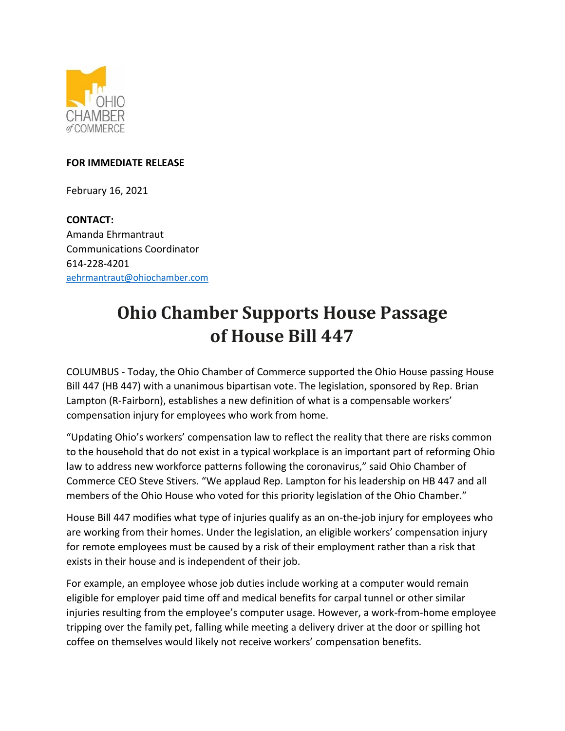OHIO CHAMBER of COMMERCE

**FOR IMMEDIATE RELEASE**

February 16, 2021

**CONTACT:**
Amanda Ehrmantraut
Communications Coordinator
614-228-4201
aehrmantraut@ohiochamber.com

# Ohio Chamber Supports House Passage of House Bill 447

COLUMBUS - Today, the Ohio Chamber of Commerce supported the Ohio House passing House Bill 447 (HB 447) with a unanimous bipartisan vote. The legislation, sponsored by Rep. Brian Lampton (R-Fairborn), establishes a new definition of what is a compensable workers' compensation injury for employees who work from home.

"Updating Ohio's workers' compensation law to reflect the reality that there are risks common to the household that do not exist in a typical workplace is an important part of reforming Ohio law to address new workforce patterns following the coronavirus," said Ohio Chamber of Commerce CEO Steve Stivers. "We applaud Rep. Lampton for his leadership on HB 447 and all members of the Ohio House who voted for this priority legislation of the Ohio Chamber."

House Bill 447 modifies what type of injuries qualify as an on-the-job injury for employees who are working from their homes. Under the legislation, an eligible workers' compensation injury for remote employees must be caused by a risk of their employment rather than a risk that exists in their house and is independent of their job.

For example, an employee whose job duties include working at a computer would remain eligible for employer paid time off and medical benefits for carpal tunnel or other similar injuries resulting from the employee's computer usage. However, a work-from-home employee tripping over the family pet, falling while meeting a delivery driver at the door or spilling hot coffee on themselves would likely not receive workers' compensation benefits.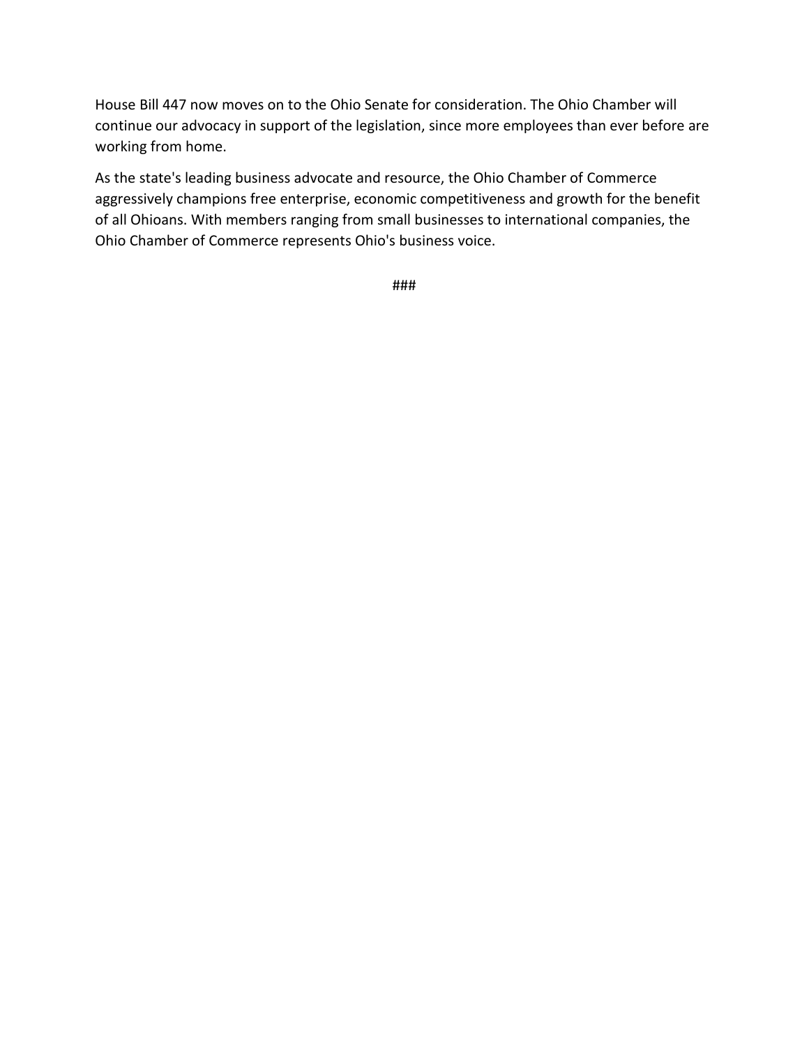House Bill 447 now moves on to the Ohio Senate for consideration. The Ohio Chamber will continue our advocacy in support of the legislation, since more employees than ever before are working from home.

As the state's leading business advocate and resource, the Ohio Chamber of Commerce aggressively champions free enterprise, economic competitiveness and growth for the benefit of all Ohioans. With members ranging from small businesses to international companies, the Ohio Chamber of Commerce represents Ohio's business voice.

###